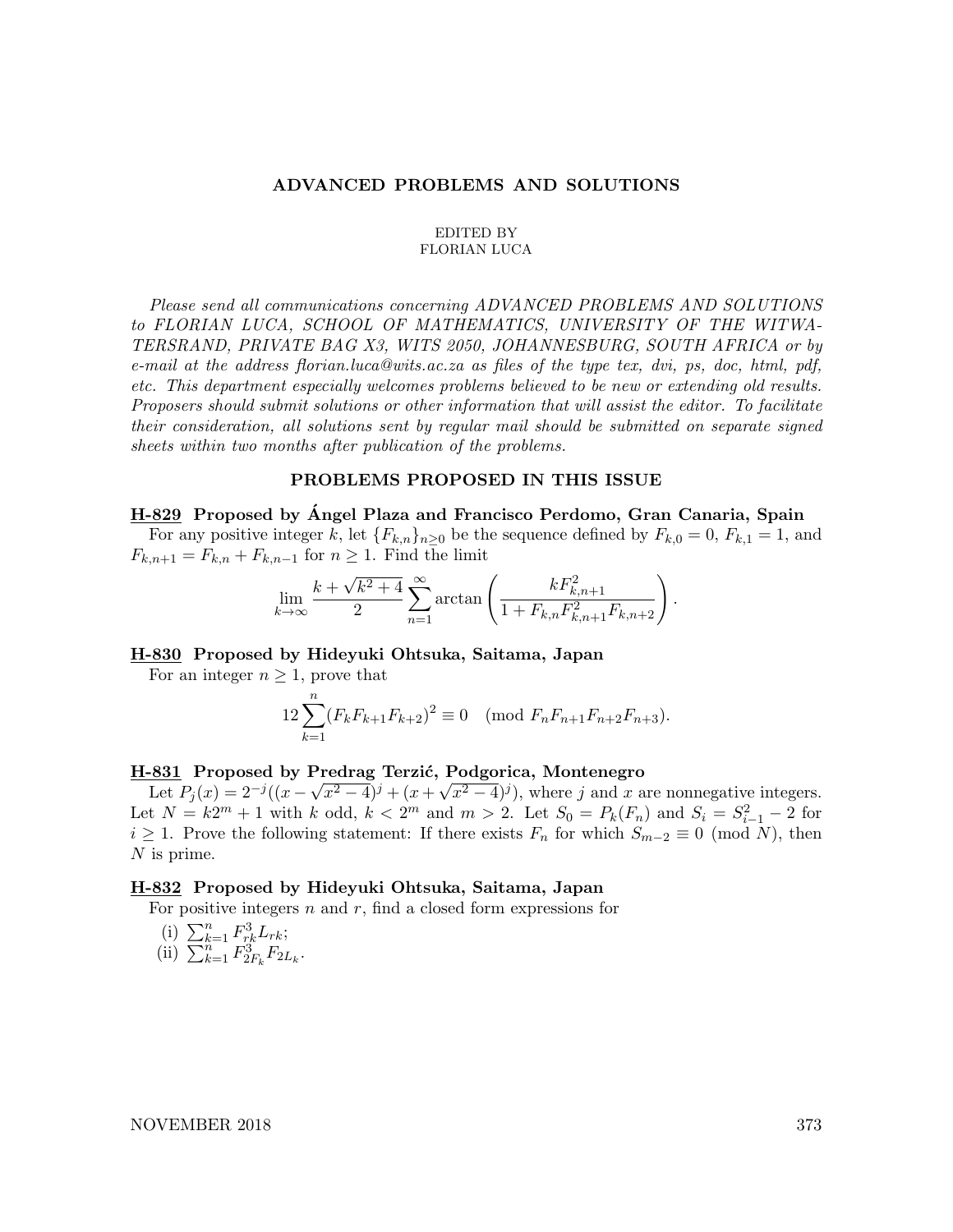## ADVANCED PROBLEMS AND SOLUTIONS

EDITED BY
FLORIAN LUCA

*Please send all communications concerning ADVANCED PROBLEMS AND SOLUTIONS to FLORIAN LUCA, SCHOOL OF MATHEMATICS, UNIVERSITY OF THE WITWATERSRAND, PRIVATE BAG X3, WITS 2050, JOHANNESBURG, SOUTH AFRICA or by e-mail at the address florian.luca@wits.ac.za as files of the type tex, dvi, ps, doc, html, pdf, etc. This department especially welcomes problems believed to be new or extending old results. Proposers should submit solutions or other information that will assist the editor. To facilitate their consideration, all solutions sent by regular mail should be submitted on separate signed sheets within two months after publication of the problems.*

### PROBLEMS PROPOSED IN THIS ISSUE

**H-829 Proposed by Ángel Plaza and Francisco Perdomo, Gran Canaria, Spain**

For any positive integer $k$, let $\{F_{k,n}\}_{n\geq 0}$ be the sequence defined by $F_{k,0} = 0$, $F_{k,1} = 1$, and $F_{k,n+1} = F_{k,n} + F_{k,n-1}$ for $n \geq 1$. Find the limit

$$\lim_{k\to\infty} \frac{k+\sqrt{k^2+4}}{2} \sum_{n=1}^{\infty} \arctan\left(\frac{kF_{k,n+1}^2}{1+F_{k,n}F_{k,n+1}^2F_{k,n+2}}\right).$$

**H-830 Proposed by Hideyuki Ohtsuka, Saitama, Japan**

For an integer $n \geq 1$, prove that

$$12\sum_{k=1}^{n}(F_kF_{k+1}F_{k+2})^2 \equiv 0 \pmod{F_nF_{n+1}F_{n+2}F_{n+3}}.$$

**H-831 Proposed by Predrag Terzić, Podgorica, Montenegro**

Let $P_j(x) = 2^{-j}((x-\sqrt{x^2-4})^j + (x+\sqrt{x^2-4})^j)$, where $j$ and $x$ are nonnegative integers. Let $N = k2^m + 1$ with $k$ odd, $k < 2^m$ and $m > 2$. Let $S_0 = P_k(F_n)$ and $S_i = S_{i-1}^2 - 2$ for $i \geq 1$. Prove the following statement: If there exists $F_n$ for which $S_{m-2} \equiv 0 \pmod{N}$, then $N$ is prime.

**H-832 Proposed by Hideyuki Ohtsuka, Saitama, Japan**

For positive integers $n$ and $r$, find a closed form expressions for

(i) $\sum_{k=1}^{n} F_{rk}^3 L_{rk}$;
(ii) $\sum_{k=1}^{n} F_{2F_k}^3 F_{2L_k}$.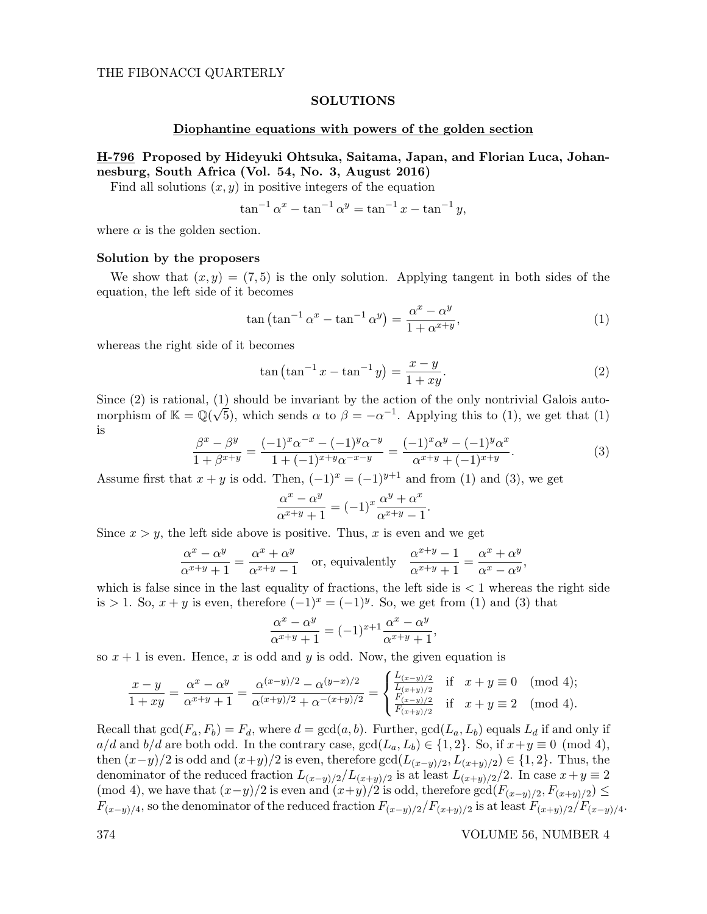## SOLUTIONS

### Diophantine equations with powers of the golden section

**H-796 Proposed by Hideyuki Ohtsuka, Saitama, Japan, and Florian Luca, Johannesburg, South Africa (Vol. 54, No. 3, August 2016)**

Find all solutions $(x, y)$ in positive integers of the equation

$$\tan^{-1}\alpha^x - \tan^{-1}\alpha^y = \tan^{-1}x - \tan^{-1}y,$$

where $\alpha$ is the golden section.

**Solution by the proposers**

We show that $(x, y) = (7, 5)$ is the only solution. Applying tangent in both sides of the equation, the left side of it becomes

$$\tan\left(\tan^{-1}\alpha^x - \tan^{-1}\alpha^y\right) = \frac{\alpha^x - \alpha^y}{1 + \alpha^{x+y}}, \tag{1}$$

whereas the right side of it becomes

$$\tan\left(\tan^{-1}x - \tan^{-1}y\right) = \frac{x - y}{1 + xy}. \tag{2}$$

Since (2) is rational, (1) should be invariant by the action of the only nontrivial Galois automorphism of $\mathbb{K} = \mathbb{Q}(\sqrt{5})$, which sends $\alpha$ to $\beta = -\alpha^{-1}$. Applying this to (1), we get that (1) is

$$\frac{\beta^x - \beta^y}{1 + \beta^{x+y}} = \frac{(-1)^x\alpha^{-x} - (-1)^y\alpha^{-y}}{1 + (-1)^{x+y}\alpha^{-x-y}} = \frac{(-1)^x\alpha^y - (-1)^y\alpha^x}{\alpha^{x+y} + (-1)^{x+y}}. \tag{3}$$

Assume first that $x + y$ is odd. Then, $(-1)^x = (-1)^{y+1}$ and from (1) and (3), we get

$$\frac{\alpha^x - \alpha^y}{\alpha^{x+y} + 1} = (-1)^x\frac{\alpha^y + \alpha^x}{\alpha^{x+y} - 1}.$$

Since $x > y$, the left side above is positive. Thus, $x$ is even and we get

$$\frac{\alpha^x - \alpha^y}{\alpha^{x+y} + 1} = \frac{\alpha^x + \alpha^y}{\alpha^{x+y} - 1} \quad \text{or, equivalently} \quad \frac{\alpha^{x+y} - 1}{\alpha^{x+y} + 1} = \frac{\alpha^x + \alpha^y}{\alpha^x - \alpha^y},$$

which is false since in the last equality of fractions, the left side is $< 1$ whereas the right side is $> 1$. So, $x + y$ is even, therefore $(-1)^x = (-1)^y$. So, we get from (1) and (3) that

$$\frac{\alpha^x - \alpha^y}{\alpha^{x+y} + 1} = (-1)^{x+1}\frac{\alpha^x - \alpha^y}{\alpha^{x+y} + 1},$$

so $x + 1$ is even. Hence, $x$ is odd and $y$ is odd. Now, the given equation is

$$\frac{x - y}{1 + xy} = \frac{\alpha^x - \alpha^y}{\alpha^{x+y} + 1} = \frac{\alpha^{(x-y)/2} - \alpha^{(y-x)/2}}{\alpha^{(x+y)/2} + \alpha^{-(x+y)/2}} = \begin{cases} \frac{L_{(x-y)/2}}{L_{(x+y)/2}} & \text{if} \quad x + y \equiv 0 \pmod 4; \\ \frac{F_{(x-y)/2}}{F_{(x+y)/2}} & \text{if} \quad x + y \equiv 2 \pmod 4. \end{cases}$$

Recall that $\gcd(F_a, F_b) = F_d$, where $d = \gcd(a, b)$. Further, $\gcd(L_a, L_b)$ equals $L_d$ if and only if $a/d$ and $b/d$ are both odd. In the contrary case, $\gcd(L_a, L_b) \in \{1, 2\}$. So, if $x + y \equiv 0 \pmod 4$, then $(x-y)/2$ is odd and $(x+y)/2$ is even, therefore $\gcd(L_{(x-y)/2}, L_{(x+y)/2}) \in \{1, 2\}$. Thus, the denominator of the reduced fraction $L_{(x-y)/2}/L_{(x+y)/2}$ is at least $L_{(x+y)/2}/2$. In case $x + y \equiv 2 \pmod 4$, we have that $(x-y)/2$ is even and $(x+y)/2$ is odd, therefore $\gcd(F_{(x-y)/2}, F_{(x+y)/2}) \le F_{(x-y)/4}$, so the denominator of the reduced fraction $F_{(x-y)/2}/F_{(x+y)/2}$ is at least $F_{(x+y)/2}/F_{(x-y)/4}$.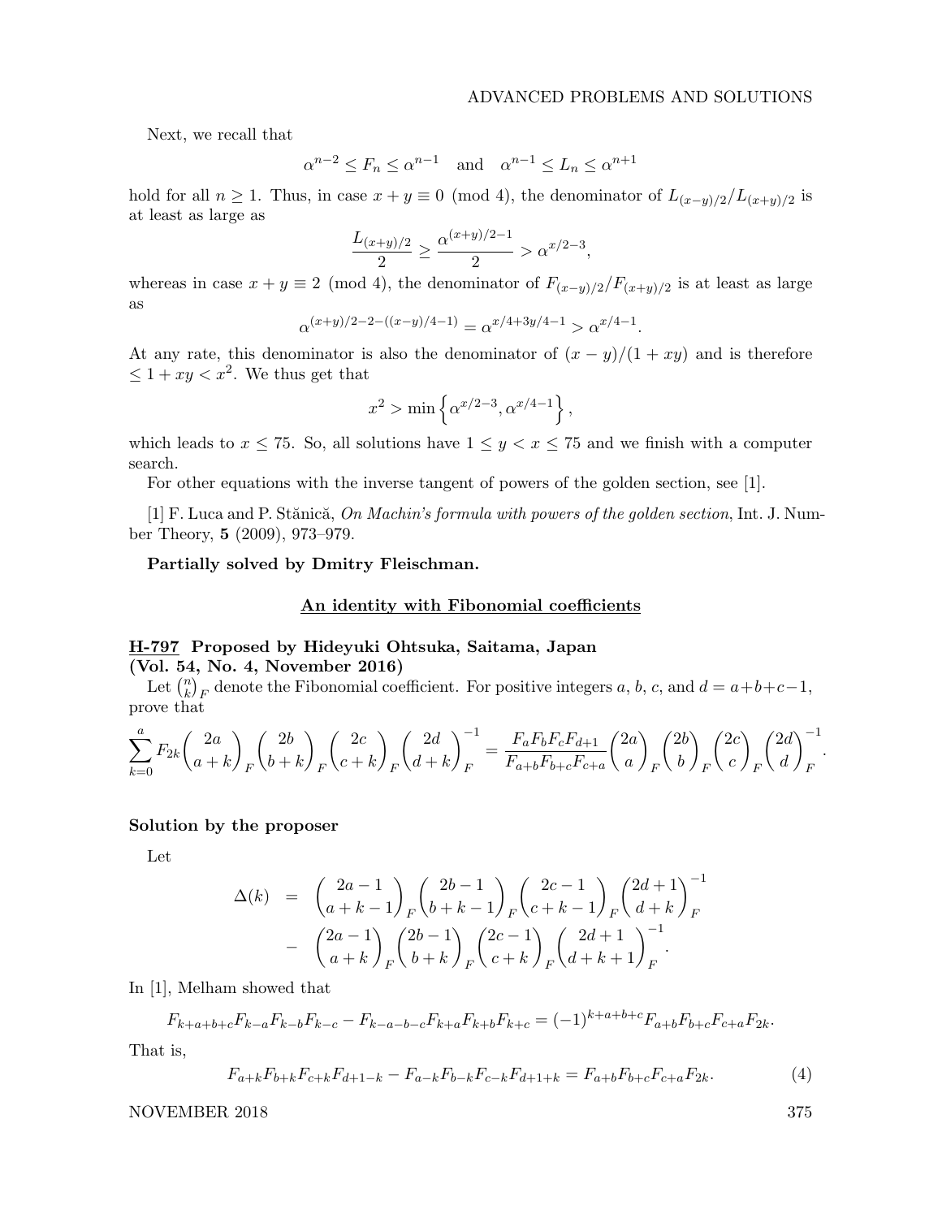Next, we recall that

$$\alpha^{n-2} \le F_n \le \alpha^{n-1} \quad \text{and} \quad \alpha^{n-1} \le L_n \le \alpha^{n+1}$$

hold for all $n \ge 1$. Thus, in case $x + y \equiv 0 \pmod 4$, the denominator of $L_{(x-y)/2}/L_{(x+y)/2}$ is at least as large as

$$\frac{L_{(x+y)/2}}{2} \ge \frac{\alpha^{(x+y)/2-1}}{2} > \alpha^{x/2-3},$$

whereas in case $x + y \equiv 2 \pmod 4$, the denominator of $F_{(x-y)/2}/F_{(x+y)/2}$ is at least as large as

$$\alpha^{(x+y)/2-2-((x-y)/4-1)} = \alpha^{x/4+3y/4-1} > \alpha^{x/4-1}.$$

At any rate, this denominator is also the denominator of $(x-y)/(1+xy)$ and is therefore $\le 1 + xy < x^2$. We thus get that

$$x^2 > \min\left\{\alpha^{x/2-3}, \alpha^{x/4-1}\right\},$$

which leads to $x \le 75$. So, all solutions have $1 \le y < x \le 75$ and we finish with a computer search.

For other equations with the inverse tangent of powers of the golden section, see [1].

[1] F. Luca and P. Stănică, *On Machin's formula with powers of the golden section*, Int. J. Number Theory, **5** (2009), 973–979.

**Partially solved by Dmitry Fleischman.**

## An identity with Fibonomial coefficients

### H-797 Proposed by Hideyuki Ohtsuka, Saitama, Japan (Vol. 54, No. 4, November 2016)

Let $\binom{n}{k}_F$ denote the Fibonomial coefficient. For positive integers $a$, $b$, $c$, and $d = a+b+c-1$, prove that

$$\sum_{k=0}^{a} F_{2k}\binom{2a}{a+k}_F\binom{2b}{b+k}_F\binom{2c}{c+k}_F\binom{2d}{d+k}_F^{-1} = \frac{F_aF_bF_cF_{d+1}}{F_{a+b}F_{b+c}F_{c+a}}\binom{2a}{a}_F\binom{2b}{b}_F\binom{2c}{c}_F\binom{2d}{d}_F^{-1}.$$

**Solution by the proposer**

Let

$$\begin{aligned}
\Delta(k) &= \binom{2a-1}{a+k-1}_F\binom{2b-1}{b+k-1}_F\binom{2c-1}{c+k-1}_F\binom{2d+1}{d+k}_F^{-1} \\
&\quad - \binom{2a-1}{a+k}_F\binom{2b-1}{b+k}_F\binom{2c-1}{c+k}_F\binom{2d+1}{d+k+1}_F^{-1}.
\end{aligned}$$

In [1], Melham showed that

$$F_{k+a+b+c}F_{k-a}F_{k-b}F_{k-c} - F_{k-a-b-c}F_{k+a}F_{k+b}F_{k+c} = (-1)^{k+a+b+c}F_{a+b}F_{b+c}F_{c+a}F_{2k}.$$

That is,

$$F_{a+k}F_{b+k}F_{c+k}F_{d+1-k} - F_{a-k}F_{b-k}F_{c-k}F_{d+1+k} = F_{a+b}F_{b+c}F_{c+a}F_{2k}. \tag{4}$$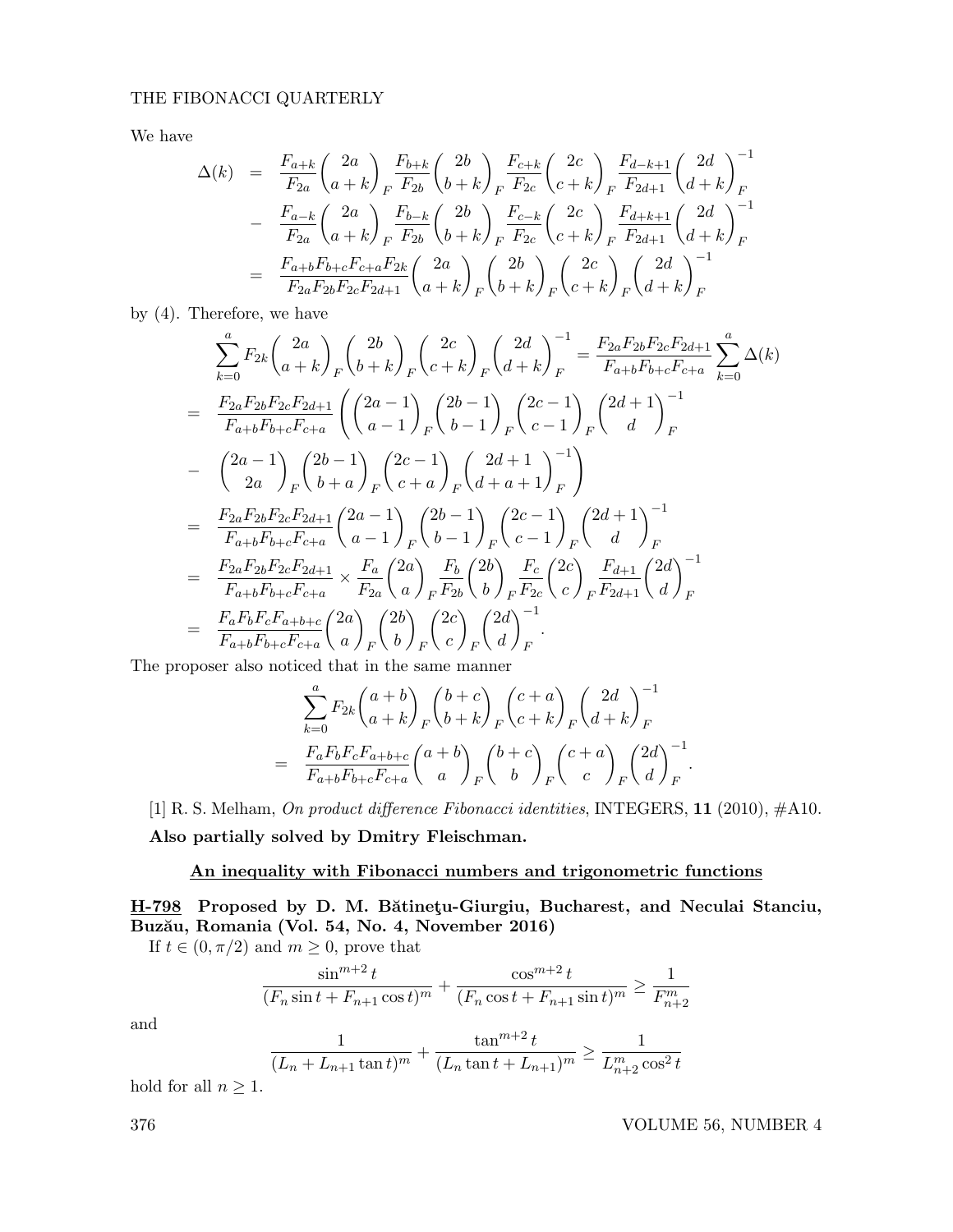We have

$$
\begin{aligned}
\Delta(k) &= \frac{F_{a+k}}{F_{2a}}\binom{2a}{a+k}_F \frac{F_{b+k}}{F_{2b}}\binom{2b}{b+k}_F \frac{F_{c+k}}{F_{2c}}\binom{2c}{c+k}_F \frac{F_{d-k+1}}{F_{2d+1}}\binom{2d}{d+k}_F^{-1} \\
&- \frac{F_{a-k}}{F_{2a}}\binom{2a}{a+k}_F \frac{F_{b-k}}{F_{2b}}\binom{2b}{b+k}_F \frac{F_{c-k}}{F_{2c}}\binom{2c}{c+k}_F \frac{F_{d+k+1}}{F_{2d+1}}\binom{2d}{d+k}_F^{-1} \\
&= \frac{F_{a+b}F_{b+c}F_{c+a}F_{2k}}{F_{2a}F_{2b}F_{2c}F_{2d+1}}\binom{2a}{a+k}_F\binom{2b}{b+k}_F\binom{2c}{c+k}_F\binom{2d}{d+k}_F^{-1}
\end{aligned}
$$

by (4). Therefore, we have

$$
\begin{aligned}
&\sum_{k=0}^{a} F_{2k}\binom{2a}{a+k}_F\binom{2b}{b+k}_F\binom{2c}{c+k}_F\binom{2d}{d+k}_F^{-1} = \frac{F_{2a}F_{2b}F_{2c}F_{2d+1}}{F_{a+b}F_{b+c}F_{c+a}}\sum_{k=0}^{a}\Delta(k) \\
=\ & \frac{F_{2a}F_{2b}F_{2c}F_{2d+1}}{F_{a+b}F_{b+c}F_{c+a}}\left(\binom{2a-1}{a-1}_F\binom{2b-1}{b-1}_F\binom{2c-1}{c-1}_F\binom{2d+1}{d}_F^{-1}\right. \\
-\ & \left.\binom{2a-1}{2a}_F\binom{2b-1}{b+a}_F\binom{2c-1}{c+a}_F\binom{2d+1}{d+a+1}_F^{-1}\right) \\
=\ & \frac{F_{2a}F_{2b}F_{2c}F_{2d+1}}{F_{a+b}F_{b+c}F_{c+a}}\binom{2a-1}{a-1}_F\binom{2b-1}{b-1}_F\binom{2c-1}{c-1}_F\binom{2d+1}{d}_F^{-1} \\
=\ & \frac{F_{2a}F_{2b}F_{2c}F_{2d+1}}{F_{a+b}F_{b+c}F_{c+a}} \times \frac{F_a}{F_{2a}}\binom{2a}{a}_F\frac{F_b}{F_{2b}}\binom{2b}{b}_F\frac{F_c}{F_{2c}}\binom{2c}{c}_F\frac{F_{d+1}}{F_{2d+1}}\binom{2d}{d}_F^{-1} \\
=\ & \frac{F_aF_bF_cF_{a+b+c}}{F_{a+b}F_{b+c}F_{c+a}}\binom{2a}{a}_F\binom{2b}{b}_F\binom{2c}{c}_F\binom{2d}{d}_F^{-1}.
\end{aligned}
$$

The proposer also noticed that in the same manner

$$
\begin{aligned}
&\sum_{k=0}^{a} F_{2k}\binom{a+b}{a+k}_F\binom{b+c}{b+k}_F\binom{c+a}{c+k}_F\binom{2d}{d+k}_F^{-1} \\
=\ & \frac{F_aF_bF_cF_{a+b+c}}{F_{a+b}F_{b+c}F_{c+a}}\binom{a+b}{a}_F\binom{b+c}{b}_F\binom{c+a}{c}_F\binom{2d}{d}_F^{-1}.
\end{aligned}
$$

[1] R. S. Melham, *On product difference Fibonacci identities*, INTEGERS, **11** (2010), #A10.

**Also partially solved by Dmitry Fleischman.**

## An inequality with Fibonacci numbers and trigonometric functions

**H-798 Proposed by D. M. Bătineţu-Giurgiu, Bucharest, and Neculai Stanciu, Buzău, Romania (Vol. 54, No. 4, November 2016)**

If $t \in (0, \pi/2)$ and $m \geq 0$, prove that

$$
\frac{\sin^{m+2} t}{(F_n \sin t + F_{n+1}\cos t)^m} + \frac{\cos^{m+2} t}{(F_n \cos t + F_{n+1}\sin t)^m} \geq \frac{1}{F_{n+2}^m}
$$

and

$$
\frac{1}{(L_n + L_{n+1}\tan t)^m} + \frac{\tan^{m+2} t}{(L_n \tan t + L_{n+1})^m} \geq \frac{1}{L_{n+2}^m \cos^2 t}
$$

hold for all $n \geq 1$.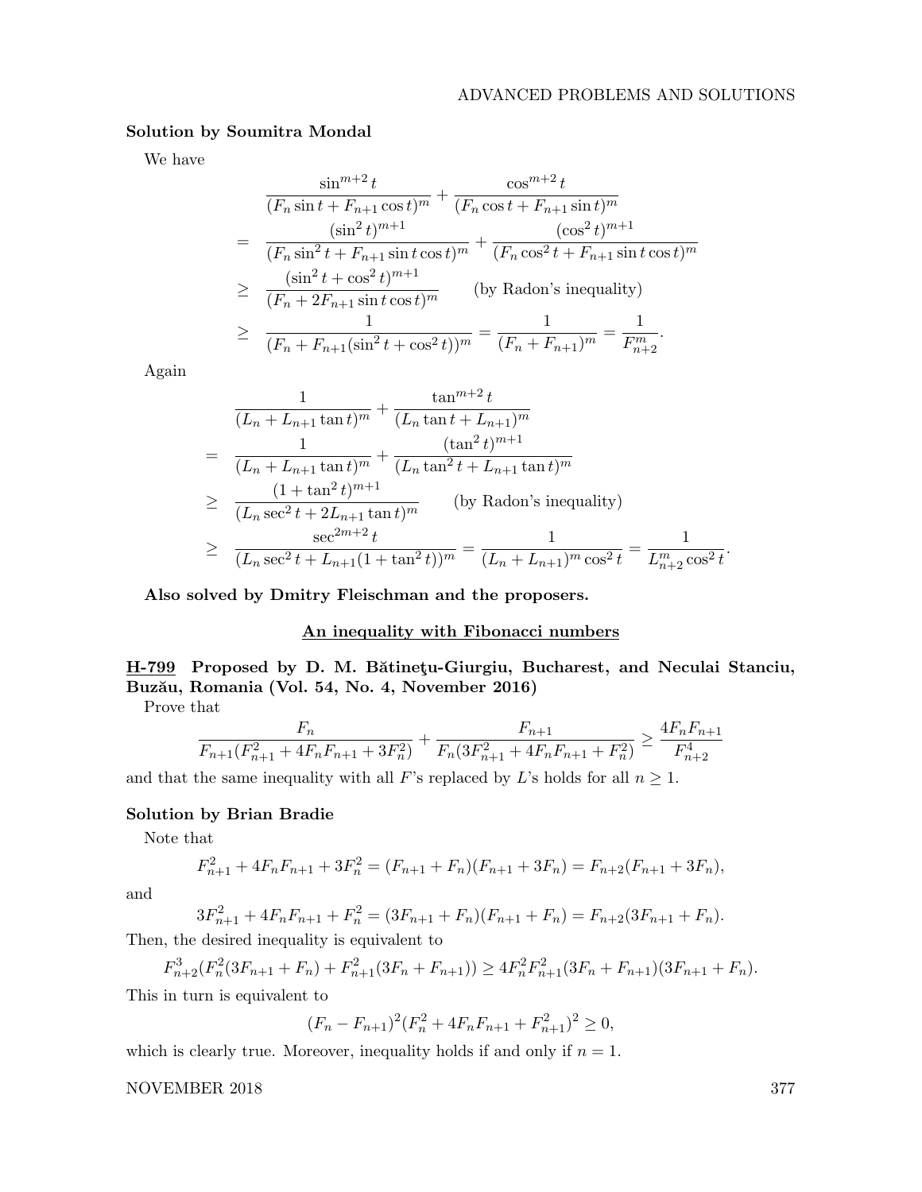**Solution by Soumitra Mondal**

We have

$$
\begin{aligned}
& \frac{\sin^{m+2} t}{(F_n \sin t + F_{n+1} \cos t)^m} + \frac{\cos^{m+2} t}{(F_n \cos t + F_{n+1} \sin t)^m} \\
= \; & \frac{(\sin^2 t)^{m+1}}{(F_n \sin^2 t + F_{n+1} \sin t \cos t)^m} + \frac{(\cos^2 t)^{m+1}}{(F_n \cos^2 t + F_{n+1} \sin t \cos t)^m} \\
\geq \; & \frac{(\sin^2 t + \cos^2 t)^{m+1}}{(F_n + 2F_{n+1} \sin t \cos t)^m} \qquad \text{(by Radon's inequality)} \\
\geq \; & \frac{1}{(F_n + F_{n+1}(\sin^2 t + \cos^2 t))^m} = \frac{1}{(F_n + F_{n+1})^m} = \frac{1}{F_{n+2}^m}.
\end{aligned}
$$

Again

$$
\begin{aligned}
& \frac{1}{(L_n + L_{n+1} \tan t)^m} + \frac{\tan^{m+2} t}{(L_n \tan t + L_{n+1})^m} \\
= \; & \frac{1}{(L_n + L_{n+1} \tan t)^m} + \frac{(\tan^2 t)^{m+1}}{(L_n \tan^2 t + L_{n+1} \tan t)^m} \\
\geq \; & \frac{(1 + \tan^2 t)^{m+1}}{(L_n \sec^2 t + 2L_{n+1} \tan t)^m} \qquad \text{(by Radon's inequality)} \\
\geq \; & \frac{\sec^{2m+2} t}{(L_n \sec^2 t + L_{n+1}(1 + \tan^2 t))^m} = \frac{1}{(L_n + L_{n+1})^m \cos^2 t} = \frac{1}{L_{n+2}^m \cos^2 t}.
\end{aligned}
$$

**Also solved by Dmitry Fleischman and the proposers.**

## An inequality with Fibonacci numbers

**H-799 Proposed by D. M. Bătineţu-Giurgiu, Bucharest, and Neculai Stanciu, Buzău, Romania (Vol. 54, No. 4, November 2016)**

Prove that

$$
\frac{F_n}{F_{n+1}(F_{n+1}^2 + 4F_nF_{n+1} + 3F_n^2)} + \frac{F_{n+1}}{F_n(3F_{n+1}^2 + 4F_nF_{n+1} + F_n^2)} \geq \frac{4F_nF_{n+1}}{F_{n+2}^4}
$$

and that the same inequality with all $F$'s replaced by $L$'s holds for all $n \geq 1$.

**Solution by Brian Bradie**

Note that

$$
F_{n+1}^2 + 4F_nF_{n+1} + 3F_n^2 = (F_{n+1} + F_n)(F_{n+1} + 3F_n) = F_{n+2}(F_{n+1} + 3F_n),
$$

and

$$
3F_{n+1}^2 + 4F_nF_{n+1} + F_n^2 = (3F_{n+1} + F_n)(F_{n+1} + F_n) = F_{n+2}(3F_{n+1} + F_n).
$$

Then, the desired inequality is equivalent to

$$
F_{n+2}^3(F_n^2(3F_{n+1} + F_n) + F_{n+1}^2(3F_n + F_{n+1})) \geq 4F_n^2F_{n+1}^2(3F_n + F_{n+1})(3F_{n+1} + F_n).
$$

This in turn is equivalent to

$$
(F_n - F_{n+1})^2(F_n^2 + 4F_nF_{n+1} + F_{n+1}^2)^2 \geq 0,
$$

which is clearly true. Moreover, inequality holds if and only if $n = 1$.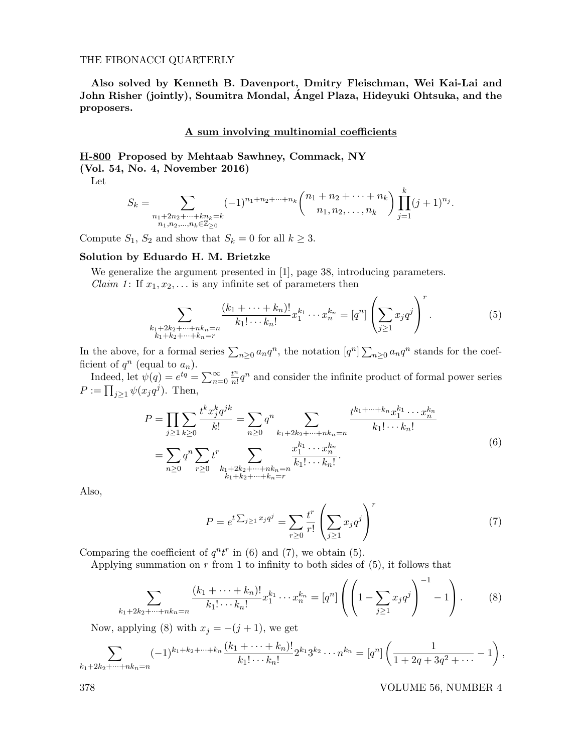**Also solved by Kenneth B. Davenport, Dmitry Fleischman, Wei Kai-Lai and John Risher (jointly), Soumitra Mondal, Ángel Plaza, Hideyuki Ohtsuka, and the proposers.**

## A sum involving multinomial coefficients

**H-800 Proposed by Mehtaab Sawhney, Commack, NY (Vol. 54, No. 4, November 2016)**

Let

$$S_k = \sum_{\substack{n_1+2n_2+\cdots+kn_k=k \\ n_1,n_2,\ldots,n_k\in\mathbb{Z}_{\geq 0}}} (-1)^{n_1+n_2+\cdots+n_k} \binom{n_1+n_2+\cdots+n_k}{n_1,n_2,\ldots,n_k} \prod_{j=1}^{k}(j+1)^{n_j}.$$

Compute $S_1$, $S_2$ and show that $S_k = 0$ for all $k \geq 3$.

**Solution by Eduardo H. M. Brietzke**

We generalize the argument presented in [1], page 38, introducing parameters.

*Claim 1*: If $x_1, x_2, \ldots$ is any infinite set of parameters then

$$\sum_{\substack{k_1+2k_2+\cdots+nk_n=n \\ k_1+k_2+\cdots+k_n=r}} \frac{(k_1+\cdots+k_n)!}{k_1!\cdots k_n!} x_1^{k_1}\cdots x_n^{k_n} = [q^n]\left(\sum_{j\geq 1} x_j q^j\right)^r. \tag{5}$$

In the above, for a formal series $\sum_{n\geq 0} a_n q^n$, the notation $[q^n]\sum_{n\geq 0} a_n q^n$ stands for the coefficient of $q^n$ (equal to $a_n$).

Indeed, let $\psi(q) = e^{tq} = \sum_{n=0}^{\infty} \frac{t^n}{n!} q^n$ and consider the infinite product of formal power series $P := \prod_{j\geq 1} \psi(x_j q^j)$. Then,

$$\begin{aligned} P &= \prod_{j\geq 1}\sum_{k\geq 0} \frac{t^k x_j^k q^{jk}}{k!} = \sum_{n\geq 0} q^n \sum_{k_1+2k_2+\cdots+nk_n=n} \frac{t^{k_1+\cdots+k_n} x_1^{k_1}\cdots x_n^{k_n}}{k_1!\cdots k_n!} \\ &= \sum_{n\geq 0} q^n \sum_{r\geq 0} t^r \sum_{\substack{k_1+2k_2+\cdots+nk_n=n \\ k_1+k_2+\cdots+k_n=r}} \frac{x_1^{k_1}\cdots x_n^{k_n}}{k_1!\cdots k_n!}. \end{aligned} \tag{6}$$

Also,

$$P = e^{t\sum_{j\geq 1} x_j q^j} = \sum_{r\geq 0} \frac{t^r}{r!}\left(\sum_{j\geq 1} x_j q^j\right)^r \tag{7}$$

Comparing the coefficient of $q^n t^r$ in (6) and (7), we obtain (5).

Applying summation on $r$ from 1 to infinity to both sides of (5), it follows that

$$\sum_{k_1+2k_2+\cdots+nk_n=n} \frac{(k_1+\cdots+k_n)!}{k_1!\cdots k_n!} x_1^{k_1}\cdots x_n^{k_n} = [q^n]\left(\left(1-\sum_{j\geq 1} x_j q^j\right)^{-1} - 1\right). \tag{8}$$

Now, applying (8) with $x_j = -(j+1)$, we get

$$\sum_{k_1+2k_2+\cdots+nk_n=n} (-1)^{k_1+k_2+\cdots+k_n} \frac{(k_1+\cdots+k_n)!}{k_1!\cdots k_n!} 2^{k_1}3^{k_2}\cdots n^{k_n} = [q^n]\left(\frac{1}{1+2q+3q^2+\cdots} - 1\right),$$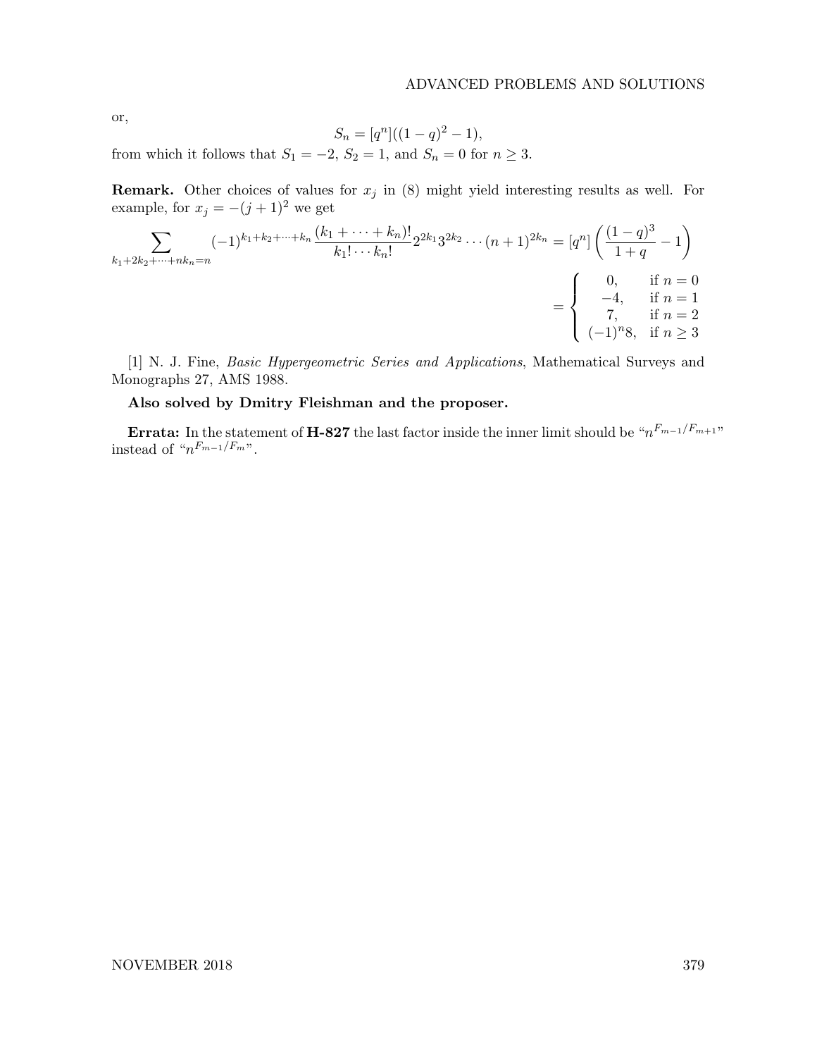or,

$$S_n = [q^n]((1-q)^2 - 1),$$

from which it follows that $S_1 = -2$, $S_2 = 1$, and $S_n = 0$ for $n \geq 3$.

**Remark.** Other choices of values for $x_j$ in (8) might yield interesting results as well. For example, for $x_j = -(j+1)^2$ we get

$$\sum_{k_1+2k_2+\cdots+nk_n=n} (-1)^{k_1+k_2+\cdots+k_n} \frac{(k_1+\cdots+k_n)!}{k_1!\cdots k_n!} 2^{2k_1}3^{2k_2}\cdots(n+1)^{2k_n} = [q^n]\left(\frac{(1-q)^3}{1+q} - 1\right)$$

$$= \begin{cases} 0, & \text{if } n = 0 \\ -4, & \text{if } n = 1 \\ 7, & \text{if } n = 2 \\ (-1)^n 8, & \text{if } n \geq 3 \end{cases}$$

[1] N. J. Fine, *Basic Hypergeometric Series and Applications*, Mathematical Surveys and Monographs 27, AMS 1988.

**Also solved by Dmitry Fleishman and the proposer.**

**Errata:** In the statement of **H-827** the last factor inside the inner limit should be "$n^{F_{m-1}/F_{m+1}}$" instead of "$n^{F_{m-1}/F_m}$".